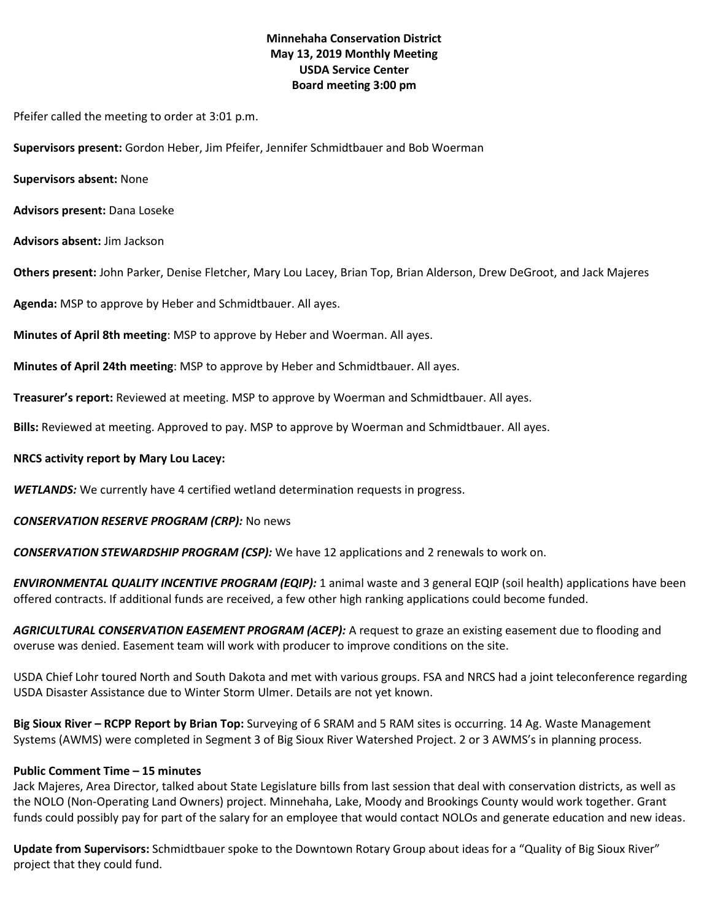**Minnehaha Conservation District**
**May 13, 2019 Monthly Meeting**
**USDA Service Center**
**Board meeting 3:00 pm**

Pfeifer called the meeting to order at 3:01 p.m.

**Supervisors present:** Gordon Heber, Jim Pfeifer, Jennifer Schmidtbauer and Bob Woerman

**Supervisors absent:** None

**Advisors present:** Dana Loseke

**Advisors absent:** Jim Jackson

**Others present:** John Parker, Denise Fletcher, Mary Lou Lacey, Brian Top, Brian Alderson, Drew DeGroot, and Jack Majeres

**Agenda:** MSP to approve by Heber and Schmidtbauer. All ayes.

**Minutes of April 8th meeting**: MSP to approve by Heber and Woerman. All ayes.

**Minutes of April 24th meeting**: MSP to approve by Heber and Schmidtbauer. All ayes.

**Treasurer's report:** Reviewed at meeting. MSP to approve by Woerman and Schmidtbauer. All ayes.

**Bills:** Reviewed at meeting. Approved to pay. MSP to approve by Woerman and Schmidtbauer. All ayes.

**NRCS activity report by Mary Lou Lacey:**

***WETLANDS:*** We currently have 4 certified wetland determination requests in progress.

***CONSERVATION RESERVE PROGRAM (CRP):*** No news

***CONSERVATION STEWARDSHIP PROGRAM (CSP):*** We have 12 applications and 2 renewals to work on.

***ENVIRONMENTAL QUALITY INCENTIVE PROGRAM (EQIP):*** 1 animal waste and 3 general EQIP (soil health) applications have been offered contracts. If additional funds are received, a few other high ranking applications could become funded.

***AGRICULTURAL CONSERVATION EASEMENT PROGRAM (ACEP):*** A request to graze an existing easement due to flooding and overuse was denied. Easement team will work with producer to improve conditions on the site.

USDA Chief Lohr toured North and South Dakota and met with various groups. FSA and NRCS had a joint teleconference regarding USDA Disaster Assistance due to Winter Storm Ulmer. Details are not yet known.

**Big Sioux River – RCPP Report by Brian Top:** Surveying of 6 SRAM and 5 RAM sites is occurring. 14 Ag. Waste Management Systems (AWMS) were completed in Segment 3 of Big Sioux River Watershed Project. 2 or 3 AWMS's in planning process.

**Public Comment Time – 15 minutes**
Jack Majeres, Area Director, talked about State Legislature bills from last session that deal with conservation districts, as well as the NOLO (Non-Operating Land Owners) project. Minnehaha, Lake, Moody and Brookings County would work together. Grant funds could possibly pay for part of the salary for an employee that would contact NOLOs and generate education and new ideas.

**Update from Supervisors:** Schmidtbauer spoke to the Downtown Rotary Group about ideas for a "Quality of Big Sioux River" project that they could fund.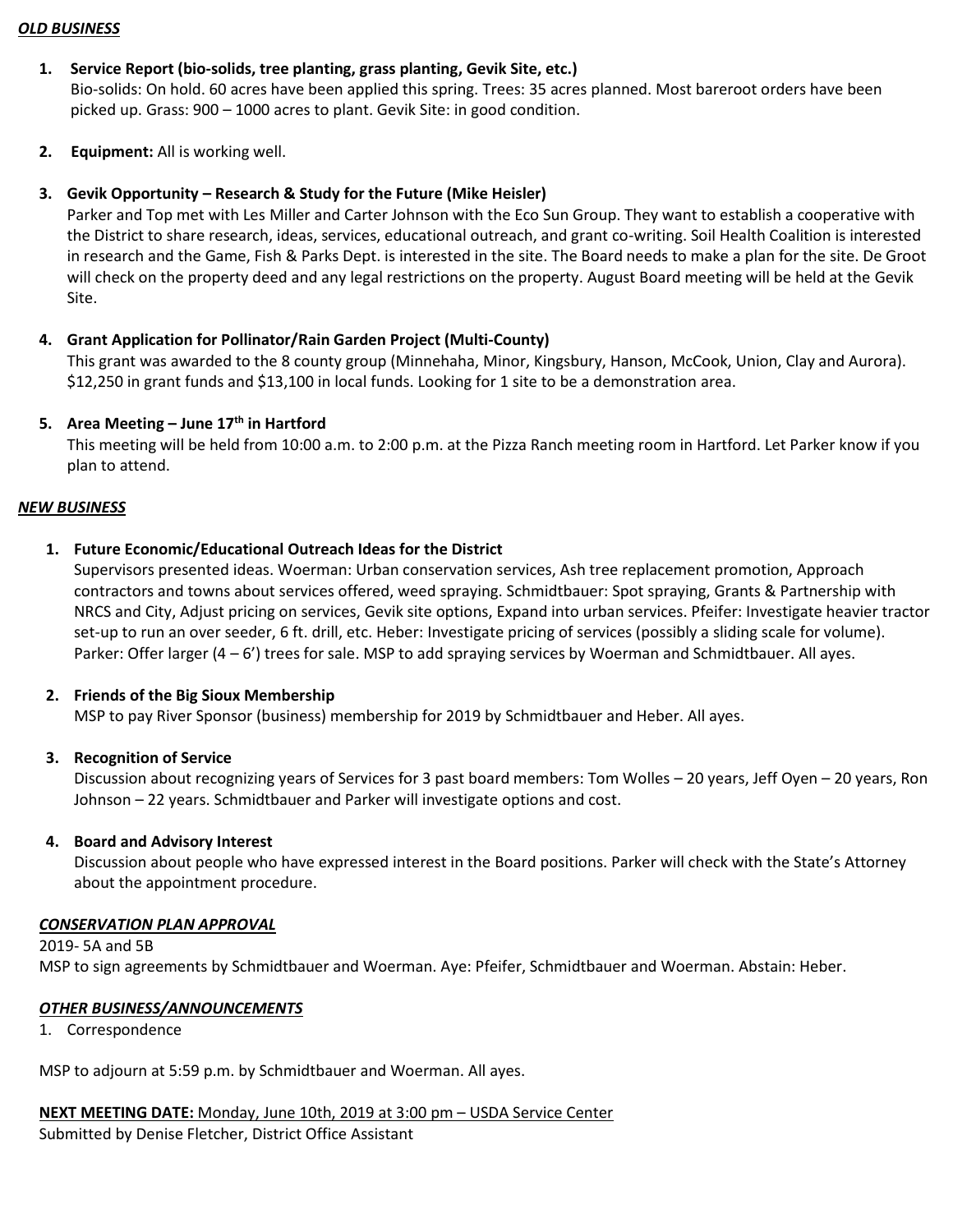***OLD BUSINESS***

1. **Service Report (bio-solids, tree planting, grass planting, Gevik Site, etc.)**
   Bio-solids: On hold. 60 acres have been applied this spring. Trees: 35 acres planned. Most bareroot orders have been picked up. Grass: 900 – 1000 acres to plant. Gevik Site: in good condition.

2. **Equipment:** All is working well.

3. **Gevik Opportunity – Research & Study for the Future (Mike Heisler)**
   Parker and Top met with Les Miller and Carter Johnson with the Eco Sun Group. They want to establish a cooperative with the District to share research, ideas, services, educational outreach, and grant co-writing. Soil Health Coalition is interested in research and the Game, Fish & Parks Dept. is interested in the site. The Board needs to make a plan for the site. De Groot will check on the property deed and any legal restrictions on the property. August Board meeting will be held at the Gevik Site.

4. **Grant Application for Pollinator/Rain Garden Project (Multi-County)**
   This grant was awarded to the 8 county group (Minnehaha, Minor, Kingsbury, Hanson, McCook, Union, Clay and Aurora). $12,250 in grant funds and $13,100 in local funds. Looking for 1 site to be a demonstration area.

5. **Area Meeting – June 17th in Hartford**
   This meeting will be held from 10:00 a.m. to 2:00 p.m. at the Pizza Ranch meeting room in Hartford. Let Parker know if you plan to attend.

***NEW BUSINESS***

1. **Future Economic/Educational Outreach Ideas for the District**
   Supervisors presented ideas. Woerman: Urban conservation services, Ash tree replacement promotion, Approach contractors and towns about services offered, weed spraying. Schmidtbauer: Spot spraying, Grants & Partnership with NRCS and City, Adjust pricing on services, Gevik site options, Expand into urban services. Pfeifer: Investigate heavier tractor set-up to run an over seeder, 6 ft. drill, etc. Heber: Investigate pricing of services (possibly a sliding scale for volume). Parker: Offer larger (4 – 6') trees for sale. MSP to add spraying services by Woerman and Schmidtbauer. All ayes.

2. **Friends of the Big Sioux Membership**
   MSP to pay River Sponsor (business) membership for 2019 by Schmidtbauer and Heber. All ayes.

3. **Recognition of Service**
   Discussion about recognizing years of Services for 3 past board members: Tom Wolles – 20 years, Jeff Oyen – 20 years, Ron Johnson – 22 years. Schmidtbauer and Parker will investigate options and cost.

4. **Board and Advisory Interest**
   Discussion about people who have expressed interest in the Board positions. Parker will check with the State's Attorney about the appointment procedure.

***CONSERVATION PLAN APPROVAL***

2019- 5A and 5B
MSP to sign agreements by Schmidtbauer and Woerman. Aye: Pfeifer, Schmidtbauer and Woerman. Abstain: Heber.

***OTHER BUSINESS/ANNOUNCEMENTS***

1. Correspondence

MSP to adjourn at 5:59 p.m. by Schmidtbauer and Woerman. All ayes.

**NEXT MEETING DATE:** Monday, June 10th, 2019 at 3:00 pm – USDA Service Center
Submitted by Denise Fletcher, District Office Assistant